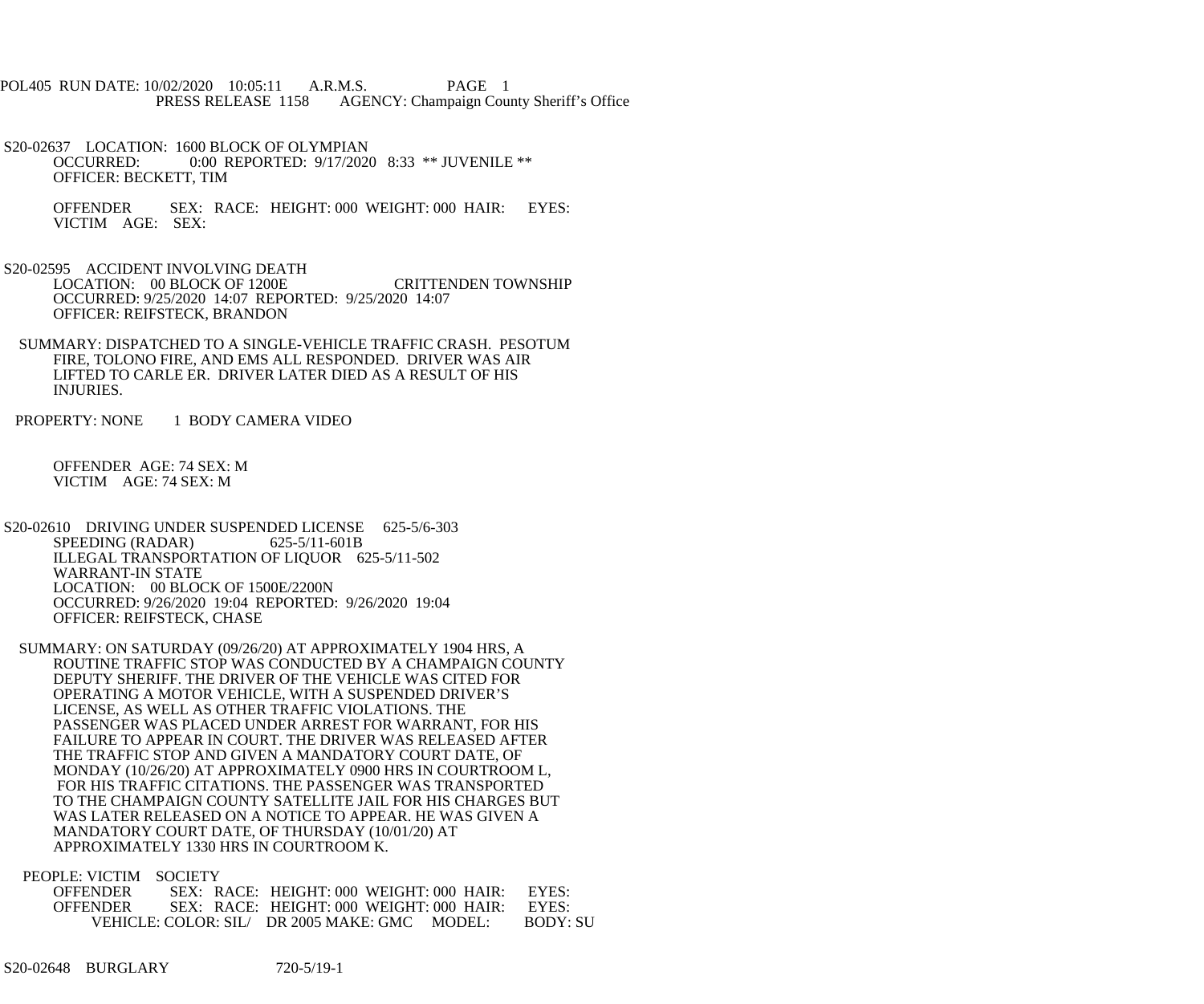POL405 RUN DATE: 10/02/2020 10:05:11 A.R.M.S. PAGE 1
PRESS RELEASE 1158 AGENCY: Champaign County Sheriff's Office

S20-02637 LOCATION: 1600 BLOCK OF OLYMPIAN
OCCURRED: 0:00 REPORTED: 9/17/2020 8:33 ** JUVENILE **
OFFICER: BECKETT, TIM

OFFENDER SEX: RACE: HEIGHT: 000 WEIGHT: 000 HAIR: EYES:
VICTIM AGE: SEX:

S20-02595 ACCIDENT INVOLVING DEATH
LOCATION: 00 BLOCK OF 1200E CRITTENDEN TOWNSHIP
OCCURRED: 9/25/2020 14:07 REPORTED: 9/25/2020 14:07
OFFICER: REIFSTECK, BRANDON

SUMMARY: DISPATCHED TO A SINGLE-VEHICLE TRAFFIC CRASH. PESOTUM FIRE, TOLONO FIRE, AND EMS ALL RESPONDED. DRIVER WAS AIR LIFTED TO CARLE ER. DRIVER LATER DIED AS A RESULT OF HIS INJURIES.

PROPERTY: NONE 1 BODY CAMERA VIDEO

OFFENDER AGE: 74 SEX: M
VICTIM AGE: 74 SEX: M

S20-02610 DRIVING UNDER SUSPENDED LICENSE 625-5/6-303
SPEEDING (RADAR) 625-5/11-601B
ILLEGAL TRANSPORTATION OF LIQUOR 625-5/11-502
WARRANT-IN STATE
LOCATION: 00 BLOCK OF 1500E/2200N
OCCURRED: 9/26/2020 19:04 REPORTED: 9/26/2020 19:04
OFFICER: REIFSTECK, CHASE

SUMMARY: ON SATURDAY (09/26/20) AT APPROXIMATELY 1904 HRS, A ROUTINE TRAFFIC STOP WAS CONDUCTED BY A CHAMPAIGN COUNTY DEPUTY SHERIFF. THE DRIVER OF THE VEHICLE WAS CITED FOR OPERATING A MOTOR VEHICLE, WITH A SUSPENDED DRIVER'S LICENSE, AS WELL AS OTHER TRAFFIC VIOLATIONS. THE PASSENGER WAS PLACED UNDER ARREST FOR WARRANT, FOR HIS FAILURE TO APPEAR IN COURT. THE DRIVER WAS RELEASED AFTER THE TRAFFIC STOP AND GIVEN A MANDATORY COURT DATE, OF MONDAY (10/26/20) AT APPROXIMATELY 0900 HRS IN COURTROOM L, FOR HIS TRAFFIC CITATIONS. THE PASSENGER WAS TRANSPORTED TO THE CHAMPAIGN COUNTY SATELLITE JAIL FOR HIS CHARGES BUT WAS LATER RELEASED ON A NOTICE TO APPEAR. HE WAS GIVEN A MANDATORY COURT DATE, OF THURSDAY (10/01/20) AT APPROXIMATELY 1330 HRS IN COURTROOM K.

PEOPLE: VICTIM SOCIETY
OFFENDER SEX: RACE: HEIGHT: 000 WEIGHT: 000 HAIR: EYES:
OFFENDER SEX: RACE: HEIGHT: 000 WEIGHT: 000 HAIR: EYES:
VEHICLE: COLOR: SIL/ DR 2005 MAKE: GMC MODEL: BODY: SU

S20-02648 BURGLARY 720-5/19-1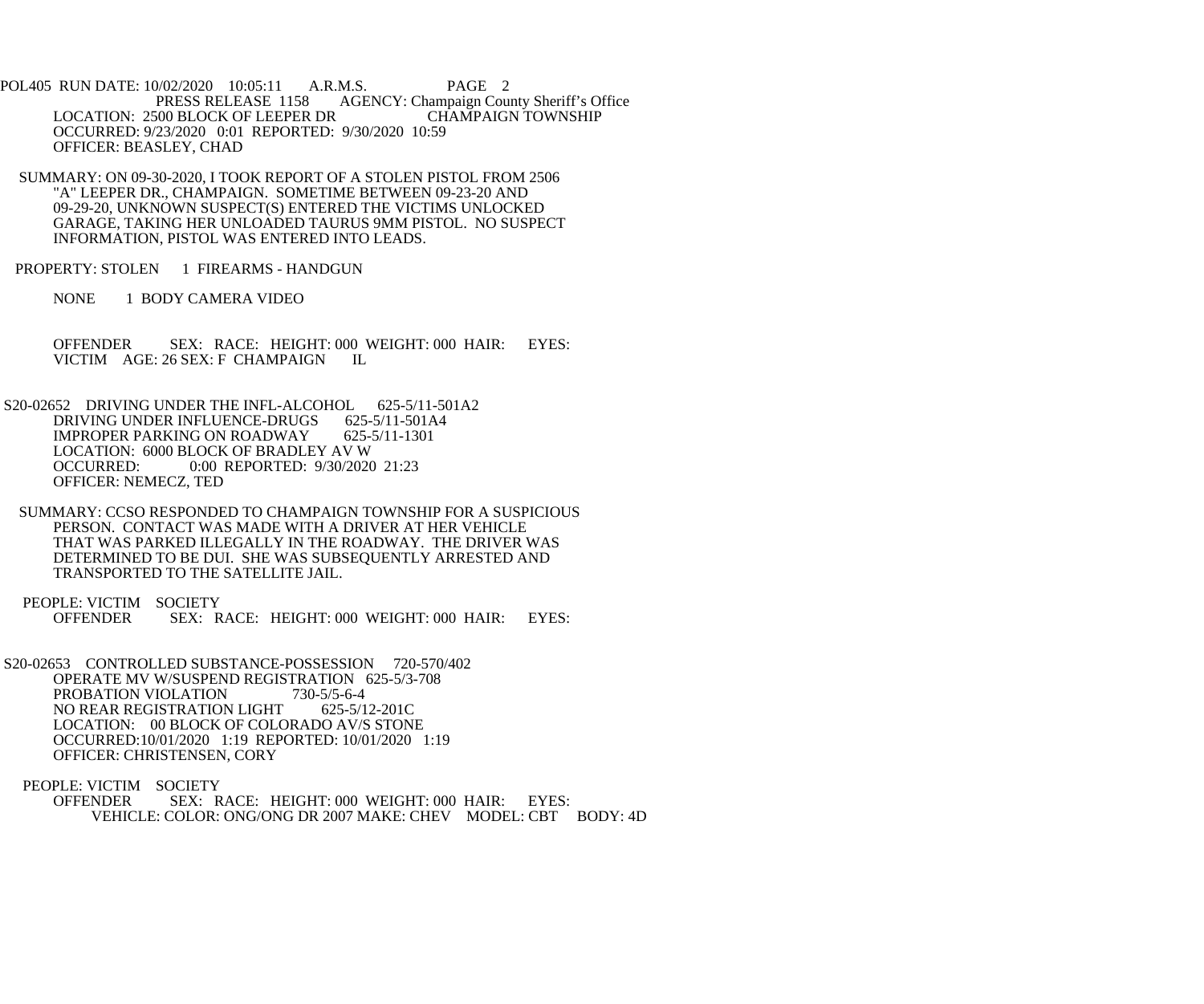POL405 RUN DATE: 10/02/2020 10:05:11 A.R.M.S. PAGE 2
PRESS RELEASE 1158 AGENCY: Champaign County Sheriff's Office
LOCATION: 2500 BLOCK OF LEEPER DR CHAMPAIGN TOWNSHIP
OCCURRED: 9/23/2020 0:01 REPORTED: 9/30/2020 10:59
OFFICER: BEASLEY, CHAD

SUMMARY: ON 09-30-2020, I TOOK REPORT OF A STOLEN PISTOL FROM 2506 "A" LEEPER DR., CHAMPAIGN. SOMETIME BETWEEN 09-23-20 AND 09-29-20, UNKNOWN SUSPECT(S) ENTERED THE VICTIMS UNLOCKED GARAGE, TAKING HER UNLOADED TAURUS 9MM PISTOL. NO SUSPECT INFORMATION, PISTOL WAS ENTERED INTO LEADS.

PROPERTY: STOLEN 1 FIREARMS - HANDGUN

NONE 1 BODY CAMERA VIDEO

OFFENDER SEX: RACE: HEIGHT: 000 WEIGHT: 000 HAIR: EYES:
VICTIM AGE: 26 SEX: F CHAMPAIGN IL

S20-02652 DRIVING UNDER THE INFL-ALCOHOL 625-5/11-501A2
DRIVING UNDER INFLUENCE-DRUGS 625-5/11-501A4
IMPROPER PARKING ON ROADWAY 625-5/11-1301
LOCATION: 6000 BLOCK OF BRADLEY AV W
OCCURRED: 0:00 REPORTED: 9/30/2020 21:23
OFFICER: NEMECZ, TED

SUMMARY: CCSO RESPONDED TO CHAMPAIGN TOWNSHIP FOR A SUSPICIOUS PERSON. CONTACT WAS MADE WITH A DRIVER AT HER VEHICLE THAT WAS PARKED ILLEGALLY IN THE ROADWAY. THE DRIVER WAS DETERMINED TO BE DUI. SHE WAS SUBSEQUENTLY ARRESTED AND TRANSPORTED TO THE SATELLITE JAIL.

PEOPLE: VICTIM SOCIETY
OFFENDER SEX: RACE: HEIGHT: 000 WEIGHT: 000 HAIR: EYES:

S20-02653 CONTROLLED SUBSTANCE-POSSESSION 720-570/402
OPERATE MV W/SUSPEND REGISTRATION 625-5/3-708
PROBATION VIOLATION 730-5/5-6-4
NO REAR REGISTRATION LIGHT 625-5/12-201C
LOCATION: 00 BLOCK OF COLORADO AV/S STONE
OCCURRED:10/01/2020 1:19 REPORTED: 10/01/2020 1:19
OFFICER: CHRISTENSEN, CORY

PEOPLE: VICTIM SOCIETY
OFFENDER SEX: RACE: HEIGHT: 000 WEIGHT: 000 HAIR: EYES:
VEHICLE: COLOR: ONG/ONG DR 2007 MAKE: CHEV MODEL: CBT BODY: 4D